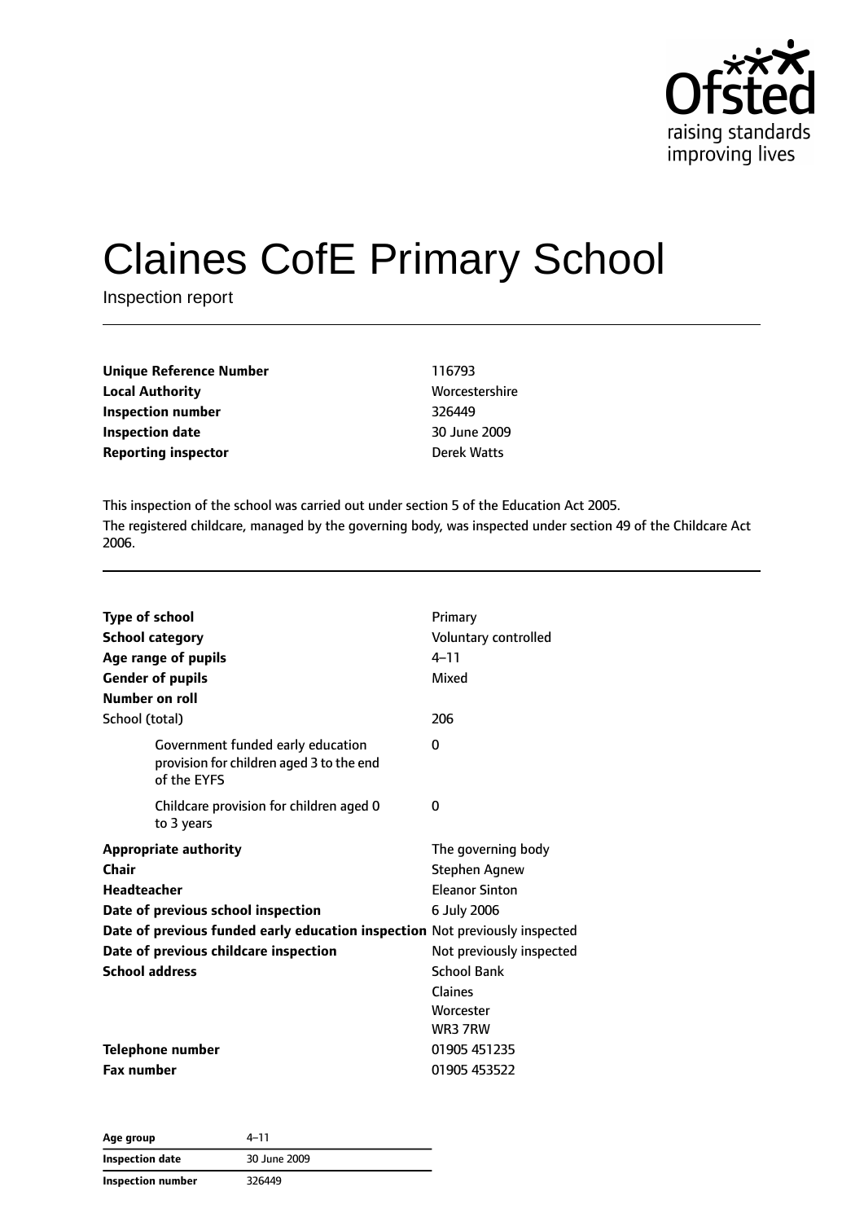Ofsted
raising standards
improving lives

# Claines CofE Primary School

Inspection report

| | |
|---|---|
| **Unique Reference Number** | 116793 |
| **Local Authority** | Worcestershire |
| **Inspection number** | 326449 |
| **Inspection date** | 30 June 2009 |
| **Reporting inspector** | Derek Watts |

This inspection of the school was carried out under section 5 of the Education Act 2005.

The registered childcare, managed by the governing body, was inspected under section 49 of the Childcare Act 2006.

| | |
|---|---|
| **Type of school** | Primary |
| **School category** | Voluntary controlled |
| **Age range of pupils** | 4–11 |
| **Gender of pupils** | Mixed |
| **Number on roll** | |
| School (total) | 206 |
| Government funded early education provision for children aged 3 to the end of the EYFS | 0 |
| Childcare provision for children aged 0 to 3 years | 0 |
| **Appropriate authority** | The governing body |
| **Chair** | Stephen Agnew |
| **Headteacher** | Eleanor Sinton |
| **Date of previous school inspection** | 6 July 2006 |
| **Date of previous funded early education inspection** | Not previously inspected |
| **Date of previous childcare inspection** | Not previously inspected |
| **School address** | School Bank<br>Claines<br>Worcester<br>WR3 7RW |
| **Telephone number** | 01905 451235 |
| **Fax number** | 01905 453522 |

| | |
|---|---|
| **Age group** | 4–11 |
| **Inspection date** | 30 June 2009 |
| **Inspection number** | 326449 |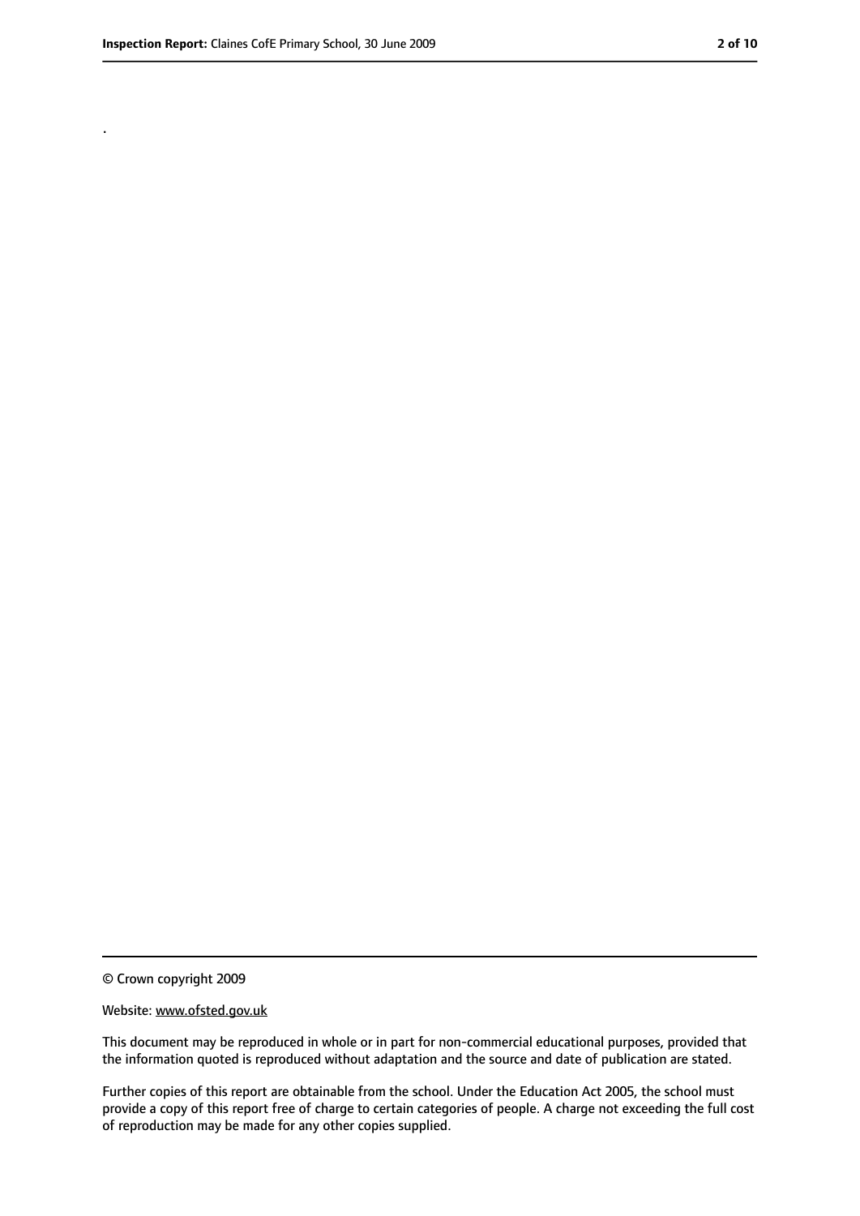.

© Crown copyright 2009

Website: www.ofsted.gov.uk

This document may be reproduced in whole or in part for non-commercial educational purposes, provided that the information quoted is reproduced without adaptation and the source and date of publication are stated.

Further copies of this report are obtainable from the school. Under the Education Act 2005, the school must provide a copy of this report free of charge to certain categories of people. A charge not exceeding the full cost of reproduction may be made for any other copies supplied.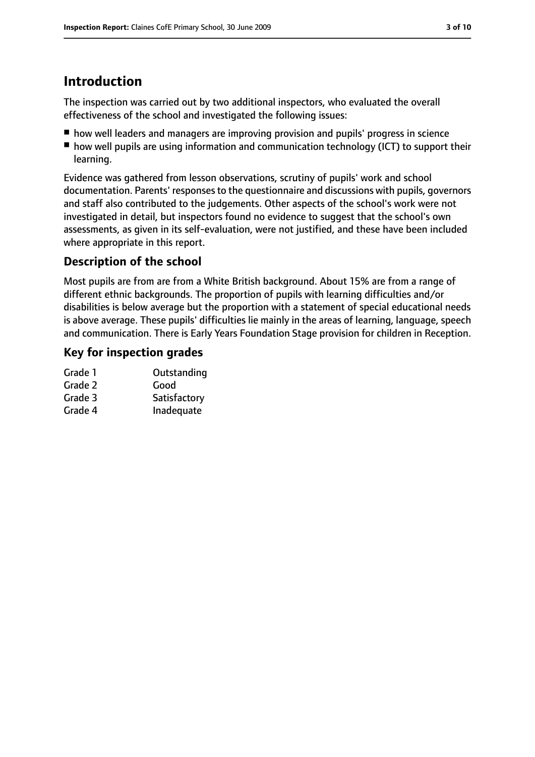# Introduction

The inspection was carried out by two additional inspectors, who evaluated the overall effectiveness of the school and investigated the following issues:

- how well leaders and managers are improving provision and pupils' progress in science
- how well pupils are using information and communication technology (ICT) to support their learning.

Evidence was gathered from lesson observations, scrutiny of pupils' work and school documentation. Parents' responses to the questionnaire and discussions with pupils, governors and staff also contributed to the judgements. Other aspects of the school's work were not investigated in detail, but inspectors found no evidence to suggest that the school's own assessments, as given in its self-evaluation, were not justified, and these have been included where appropriate in this report.

## Description of the school

Most pupils are from are from a White British background. About 15% are from a range of different ethnic backgrounds. The proportion of pupils with learning difficulties and/or disabilities is below average but the proportion with a statement of special educational needs is above average. These pupils' difficulties lie mainly in the areas of learning, language, speech and communication. There is Early Years Foundation Stage provision for children in Reception.

## Key for inspection grades

| | |
|---|---|
| Grade 1 | Outstanding |
| Grade 2 | Good |
| Grade 3 | Satisfactory |
| Grade 4 | Inadequate |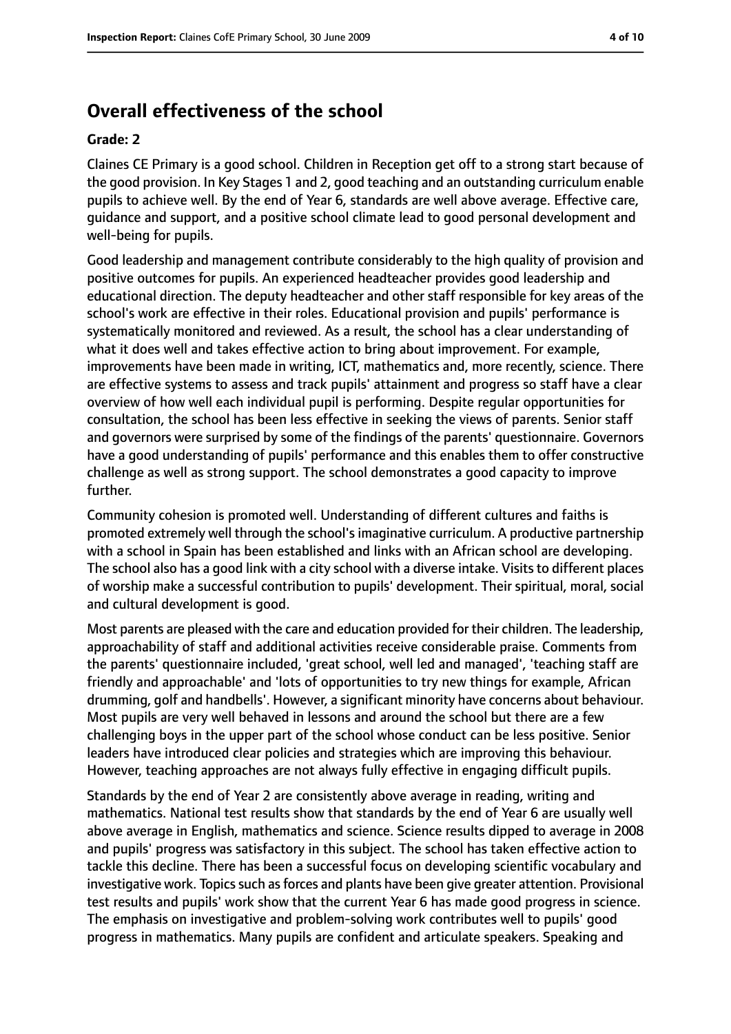## Overall effectiveness of the school

### Grade: 2

Claines CE Primary is a good school. Children in Reception get off to a strong start because of the good provision. In Key Stages 1 and 2, good teaching and an outstanding curriculum enable pupils to achieve well. By the end of Year 6, standards are well above average. Effective care, guidance and support, and a positive school climate lead to good personal development and well-being for pupils.

Good leadership and management contribute considerably to the high quality of provision and positive outcomes for pupils. An experienced headteacher provides good leadership and educational direction. The deputy headteacher and other staff responsible for key areas of the school's work are effective in their roles. Educational provision and pupils' performance is systematically monitored and reviewed. As a result, the school has a clear understanding of what it does well and takes effective action to bring about improvement. For example, improvements have been made in writing, ICT, mathematics and, more recently, science. There are effective systems to assess and track pupils' attainment and progress so staff have a clear overview of how well each individual pupil is performing. Despite regular opportunities for consultation, the school has been less effective in seeking the views of parents. Senior staff and governors were surprised by some of the findings of the parents' questionnaire. Governors have a good understanding of pupils' performance and this enables them to offer constructive challenge as well as strong support. The school demonstrates a good capacity to improve further.

Community cohesion is promoted well. Understanding of different cultures and faiths is promoted extremely well through the school's imaginative curriculum. A productive partnership with a school in Spain has been established and links with an African school are developing. The school also has a good link with a city school with a diverse intake. Visits to different places of worship make a successful contribution to pupils' development. Their spiritual, moral, social and cultural development is good.

Most parents are pleased with the care and education provided for their children. The leadership, approachability of staff and additional activities receive considerable praise. Comments from the parents' questionnaire included, 'great school, well led and managed', 'teaching staff are friendly and approachable' and 'lots of opportunities to try new things for example, African drumming, golf and handbells'. However, a significant minority have concerns about behaviour. Most pupils are very well behaved in lessons and around the school but there are a few challenging boys in the upper part of the school whose conduct can be less positive. Senior leaders have introduced clear policies and strategies which are improving this behaviour. However, teaching approaches are not always fully effective in engaging difficult pupils.

Standards by the end of Year 2 are consistently above average in reading, writing and mathematics. National test results show that standards by the end of Year 6 are usually well above average in English, mathematics and science. Science results dipped to average in 2008 and pupils' progress was satisfactory in this subject. The school has taken effective action to tackle this decline. There has been a successful focus on developing scientific vocabulary and investigative work. Topics such as forces and plants have been give greater attention. Provisional test results and pupils' work show that the current Year 6 has made good progress in science. The emphasis on investigative and problem-solving work contributes well to pupils' good progress in mathematics. Many pupils are confident and articulate speakers. Speaking and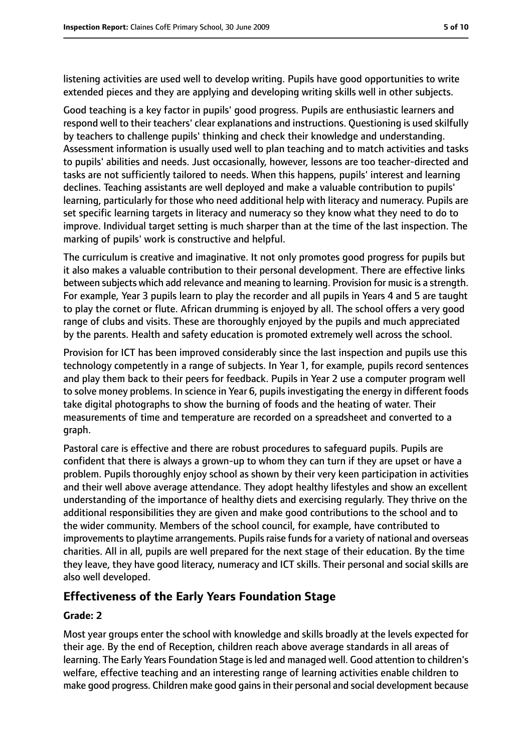listening activities are used well to develop writing. Pupils have good opportunities to write extended pieces and they are applying and developing writing skills well in other subjects.

Good teaching is a key factor in pupils' good progress. Pupils are enthusiastic learners and respond well to their teachers' clear explanations and instructions. Questioning is used skilfully by teachers to challenge pupils' thinking and check their knowledge and understanding. Assessment information is usually used well to plan teaching and to match activities and tasks to pupils' abilities and needs. Just occasionally, however, lessons are too teacher-directed and tasks are not sufficiently tailored to needs. When this happens, pupils' interest and learning declines. Teaching assistants are well deployed and make a valuable contribution to pupils' learning, particularly for those who need additional help with literacy and numeracy. Pupils are set specific learning targets in literacy and numeracy so they know what they need to do to improve. Individual target setting is much sharper than at the time of the last inspection. The marking of pupils' work is constructive and helpful.

The curriculum is creative and imaginative. It not only promotes good progress for pupils but it also makes a valuable contribution to their personal development. There are effective links between subjects which add relevance and meaning to learning. Provision for music is a strength. For example, Year 3 pupils learn to play the recorder and all pupils in Years 4 and 5 are taught to play the cornet or flute. African drumming is enjoyed by all. The school offers a very good range of clubs and visits. These are thoroughly enjoyed by the pupils and much appreciated by the parents. Health and safety education is promoted extremely well across the school.

Provision for ICT has been improved considerably since the last inspection and pupils use this technology competently in a range of subjects. In Year 1, for example, pupils record sentences and play them back to their peers for feedback. Pupils in Year 2 use a computer program well to solve money problems. In science in Year 6, pupils investigating the energy in different foods take digital photographs to show the burning of foods and the heating of water. Their measurements of time and temperature are recorded on a spreadsheet and converted to a graph.

Pastoral care is effective and there are robust procedures to safeguard pupils. Pupils are confident that there is always a grown-up to whom they can turn if they are upset or have a problem. Pupils thoroughly enjoy school as shown by their very keen participation in activities and their well above average attendance. They adopt healthy lifestyles and show an excellent understanding of the importance of healthy diets and exercising regularly. They thrive on the additional responsibilities they are given and make good contributions to the school and to the wider community. Members of the school council, for example, have contributed to improvements to playtime arrangements. Pupils raise funds for a variety of national and overseas charities. All in all, pupils are well prepared for the next stage of their education. By the time they leave, they have good literacy, numeracy and ICT skills. Their personal and social skills are also well developed.

## Effectiveness of the Early Years Foundation Stage

### Grade: 2

Most year groups enter the school with knowledge and skills broadly at the levels expected for their age. By the end of Reception, children reach above average standards in all areas of learning. The Early Years Foundation Stage is led and managed well. Good attention to children's welfare, effective teaching and an interesting range of learning activities enable children to make good progress. Children make good gains in their personal and social development because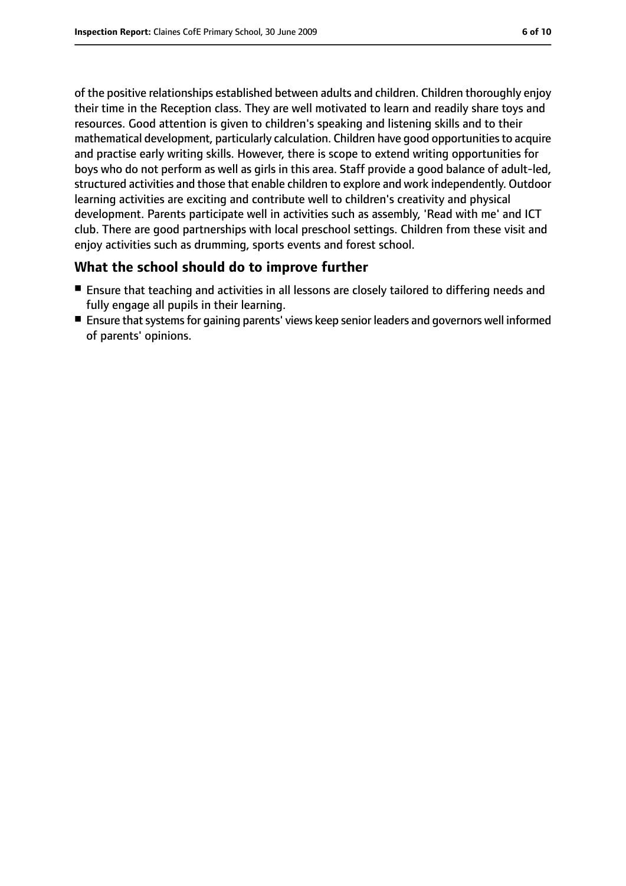of the positive relationships established between adults and children. Children thoroughly enjoy their time in the Reception class. They are well motivated to learn and readily share toys and resources. Good attention is given to children's speaking and listening skills and to their mathematical development, particularly calculation. Children have good opportunities to acquire and practise early writing skills. However, there is scope to extend writing opportunities for boys who do not perform as well as girls in this area. Staff provide a good balance of adult-led, structured activities and those that enable children to explore and work independently. Outdoor learning activities are exciting and contribute well to children's creativity and physical development. Parents participate well in activities such as assembly, 'Read with me' and ICT club. There are good partnerships with local preschool settings. Children from these visit and enjoy activities such as drumming, sports events and forest school.

## What the school should do to improve further

- Ensure that teaching and activities in all lessons are closely tailored to differing needs and fully engage all pupils in their learning.
- Ensure that systems for gaining parents' views keep senior leaders and governors well informed of parents' opinions.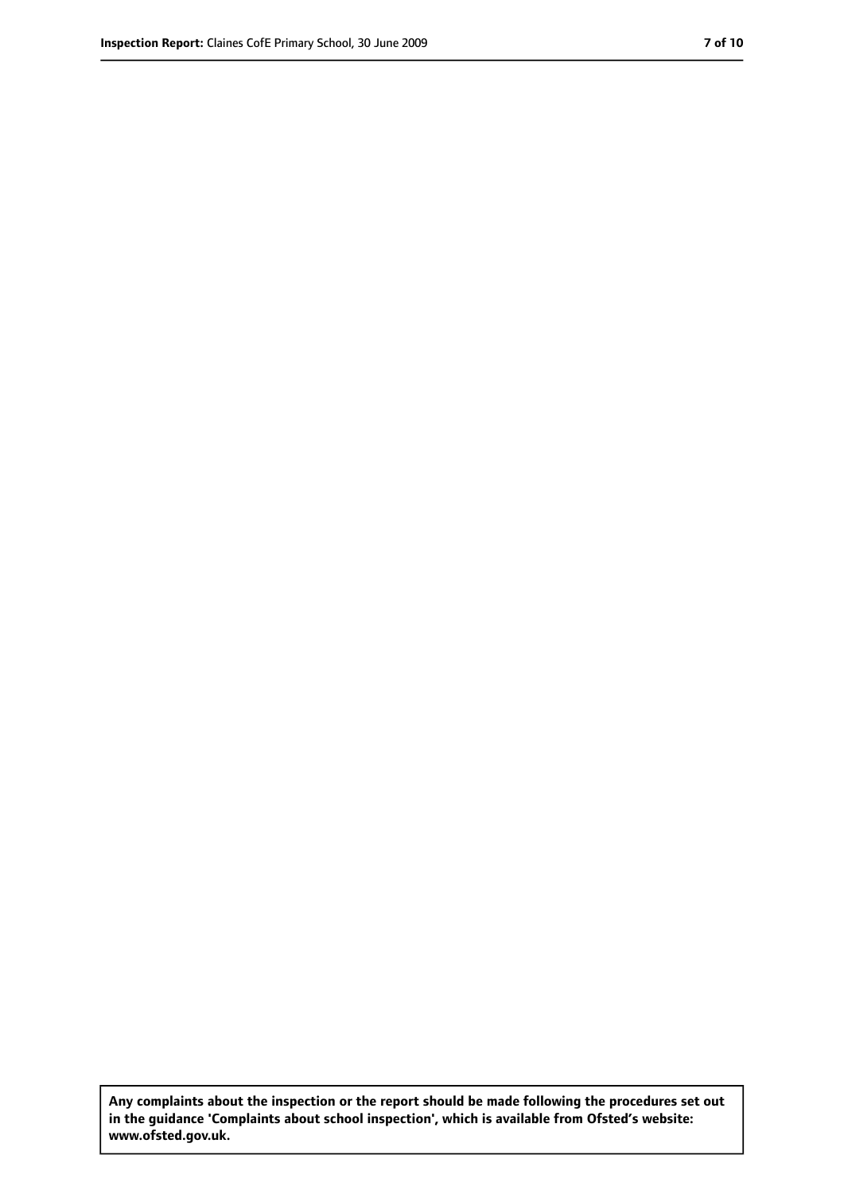**Any complaints about the inspection or the report should be made following the procedures set out in the guidance 'Complaints about school inspection', which is available from Ofsted's website: www.ofsted.gov.uk.**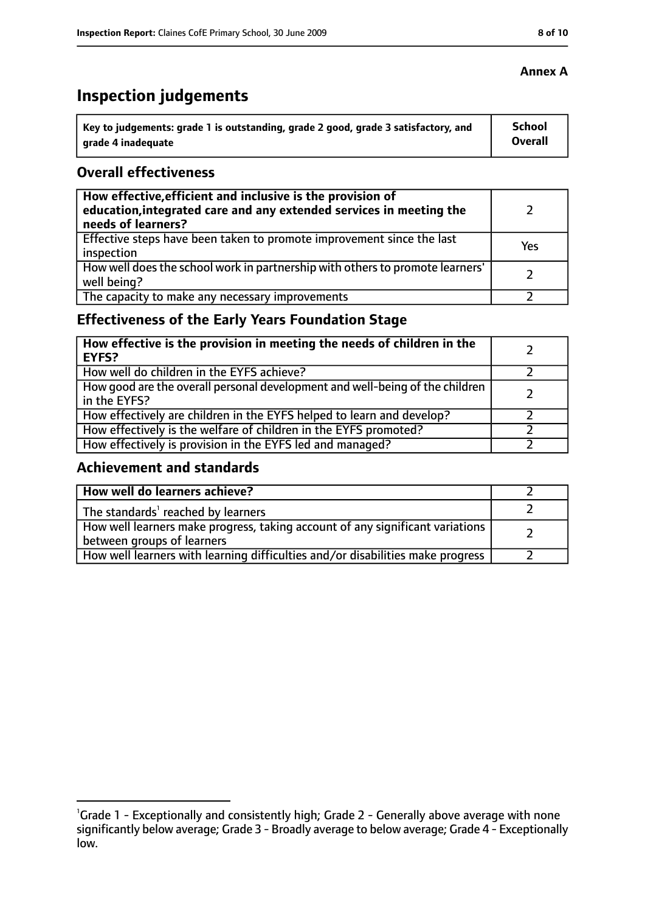**Annex A**

# Inspection judgements

| Key to judgements: grade 1 is outstanding, grade 2 good, grade 3 satisfactory, and grade 4 inadequate | School Overall |
|---|---|

## Overall effectiveness

| | |
|---|---|
| **How effective, efficient and inclusive is the provision of education, integrated care and any extended services in meeting the needs of learners?** | 2 |
| Effective steps have been taken to promote improvement since the last inspection | Yes |
| How well does the school work in partnership with others to promote learners' well being? | 2 |
| The capacity to make any necessary improvements | 2 |

## Effectiveness of the Early Years Foundation Stage

| | |
|---|---|
| **How effective is the provision in meeting the needs of children in the EYFS?** | 2 |
| How well do children in the EYFS achieve? | 2 |
| How good are the overall personal development and well-being of the children in the EYFS? | 2 |
| How effectively are children in the EYFS helped to learn and develop? | 2 |
| How effectively is the welfare of children in the EYFS promoted? | 2 |
| How effectively is provision in the EYFS led and managed? | 2 |

## Achievement and standards

| | |
|---|---|
| **How well do learners achieve?** | 2 |
| The standards[1] reached by learners | 2 |
| How well learners make progress, taking account of any significant variations between groups of learners | 2 |
| How well learners with learning difficulties and/or disabilities make progress | 2 |

[1] Grade 1 - Exceptionally and consistently high; Grade 2 - Generally above average with none significantly below average; Grade 3 - Broadly average to below average; Grade 4 - Exceptionally low.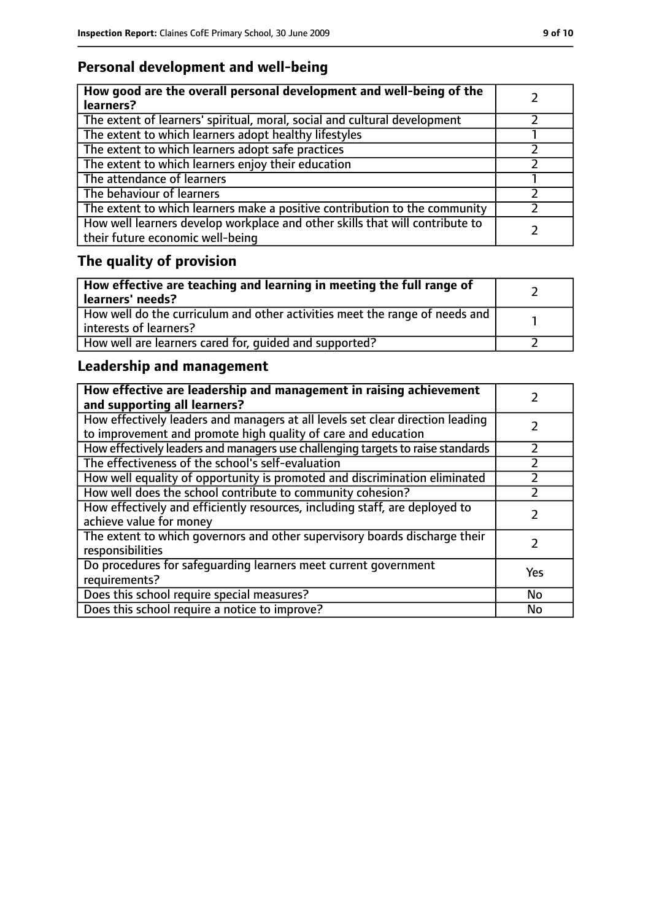## Personal development and well-being

| How good are the overall personal development and well-being of the learners? | 2 |
|---|---|
| The extent of learners' spiritual, moral, social and cultural development | 2 |
| The extent to which learners adopt healthy lifestyles | 1 |
| The extent to which learners adopt safe practices | 2 |
| The extent to which learners enjoy their education | 2 |
| The attendance of learners | 1 |
| The behaviour of learners | 2 |
| The extent to which learners make a positive contribution to the community | 2 |
| How well learners develop workplace and other skills that will contribute to their future economic well-being | 2 |

## The quality of provision

| How effective are teaching and learning in meeting the full range of learners' needs? | 2 |
|---|---|
| How well do the curriculum and other activities meet the range of needs and interests of learners? | 1 |
| How well are learners cared for, guided and supported? | 2 |

## Leadership and management

| How effective are leadership and management in raising achievement and supporting all learners? | 2 |
|---|---|
| How effectively leaders and managers at all levels set clear direction leading to improvement and promote high quality of care and education | 2 |
| How effectively leaders and managers use challenging targets to raise standards | 2 |
| The effectiveness of the school's self-evaluation | 2 |
| How well equality of opportunity is promoted and discrimination eliminated | 2 |
| How well does the school contribute to community cohesion? | 2 |
| How effectively and efficiently resources, including staff, are deployed to achieve value for money | 2 |
| The extent to which governors and other supervisory boards discharge their responsibilities | 2 |
| Do procedures for safeguarding learners meet current government requirements? | Yes |
| Does this school require special measures? | No |
| Does this school require a notice to improve? | No |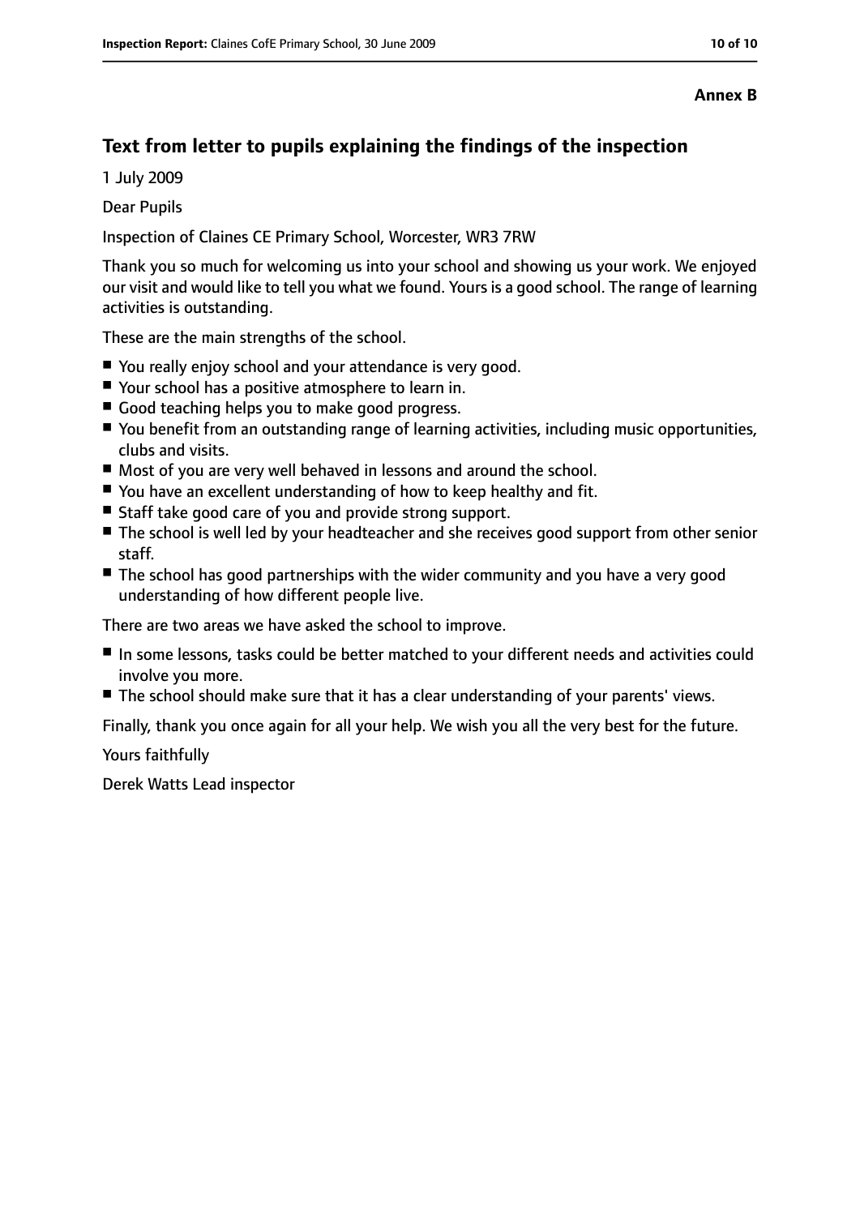**Annex B**

## Text from letter to pupils explaining the findings of the inspection

1 July 2009

Dear Pupils

Inspection of Claines CE Primary School, Worcester, WR3 7RW

Thank you so much for welcoming us into your school and showing us your work. We enjoyed our visit and would like to tell you what we found. Yours is a good school. The range of learning activities is outstanding.

These are the main strengths of the school.

- You really enjoy school and your attendance is very good.
- Your school has a positive atmosphere to learn in.
- Good teaching helps you to make good progress.
- You benefit from an outstanding range of learning activities, including music opportunities, clubs and visits.
- Most of you are very well behaved in lessons and around the school.
- You have an excellent understanding of how to keep healthy and fit.
- Staff take good care of you and provide strong support.
- The school is well led by your headteacher and she receives good support from other senior staff.
- The school has good partnerships with the wider community and you have a very good understanding of how different people live.

There are two areas we have asked the school to improve.

- In some lessons, tasks could be better matched to your different needs and activities could involve you more.
- The school should make sure that it has a clear understanding of your parents' views.

Finally, thank you once again for all your help. We wish you all the very best for the future.

Yours faithfully

Derek Watts Lead inspector